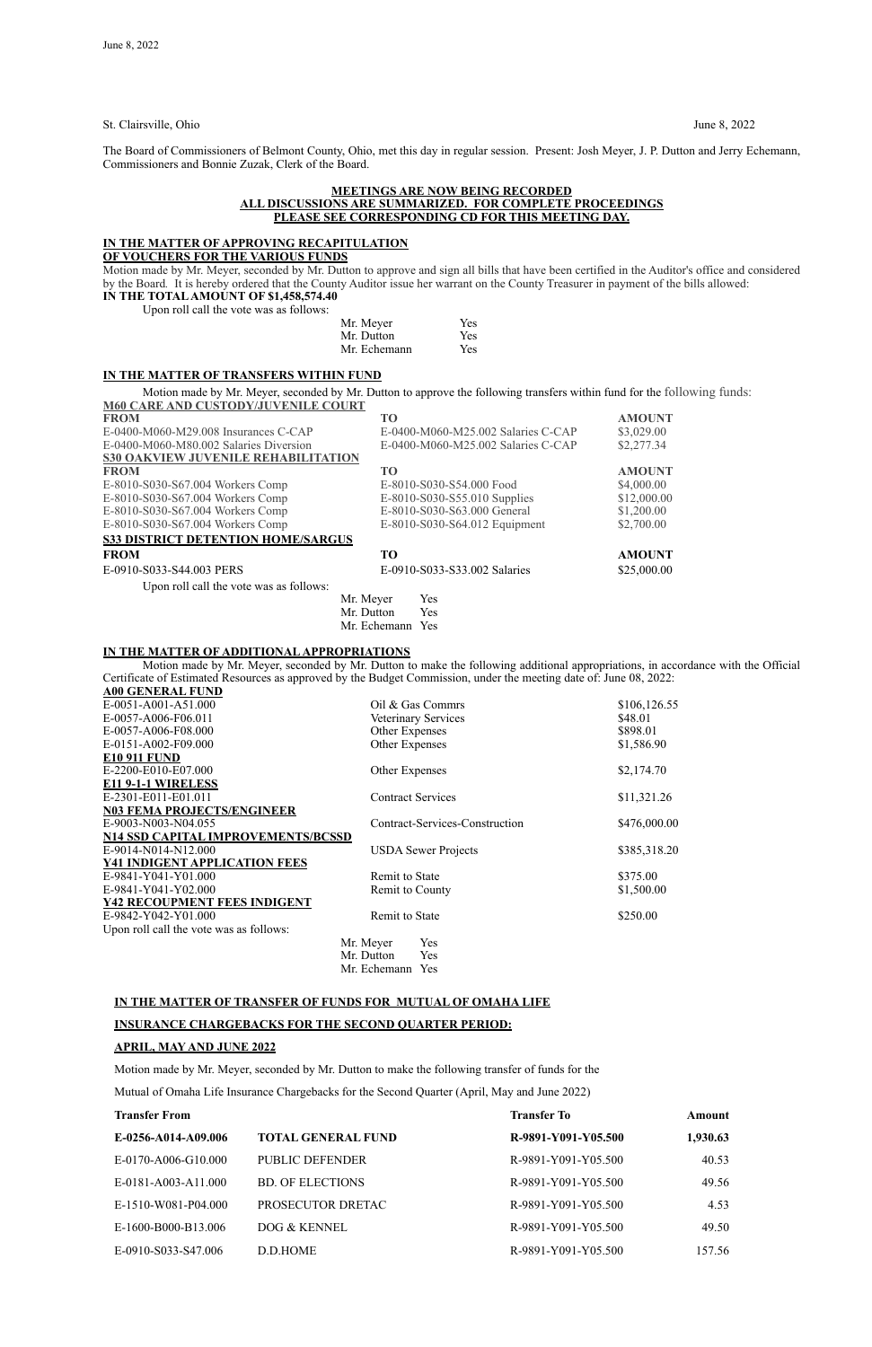St. Clairsville, Ohio June 8, 2022

The Board of Commissioners of Belmont County, Ohio, met this day in regular session. Present: Josh Meyer, J. P. Dutton and Jerry Echemann, Commissioners and Bonnie Zuzak, Clerk of the Board.

**MEETINGS ARE NOW BEING RECORDED**
**ALL DISCUSSIONS ARE SUMMARIZED. FOR COMPLETE PROCEEDINGS**
**PLEASE SEE CORRESPONDING CD FOR THIS MEETING DAY.**

**IN THE MATTER OF APPROVING RECAPITULATION**
**OF VOUCHERS FOR THE VARIOUS FUNDS**

Motion made by Mr. Meyer, seconded by Mr. Dutton to approve and sign all bills that have been certified in the Auditor's office and considered by the Board. It is hereby ordered that the County Auditor issue her warrant on the County Treasurer in payment of the bills allowed:
**IN THE TOTAL AMOUNT OF $1,458,574.40**

Upon roll call the vote was as follows:

Mr. Meyer Yes
Mr. Dutton Yes
Mr. Echemann Yes

**IN THE MATTER OF TRANSFERS WITHIN FUND**

Motion made by Mr. Meyer, seconded by Mr. Dutton to approve the following transfers within fund for the following funds:

**M60 CARE AND CUSTODY/JUVENILE COURT**

| FROM | TO | AMOUNT |
|---|---|---|
| E-0400-M060-M29.008 Insurances C-CAP | E-0400-M060-M25.002 Salaries C-CAP | $3,029.00 |
| E-0400-M060-M80.002 Salaries Diversion | E-0400-M060-M25.002 Salaries C-CAP | $2,277.34 |

**S30 OAKVIEW JUVENILE REHABILITATION**

| FROM | TO | AMOUNT |
|---|---|---|
| E-8010-S030-S67.004 Workers Comp | E-8010-S030-S54.000 Food | $4,000.00 |
| E-8010-S030-S67.004 Workers Comp | E-8010-S030-S55.010 Supplies | $12,000.00 |
| E-8010-S030-S67.004 Workers Comp | E-8010-S030-S63.000 General | $1,200.00 |
| E-8010-S030-S67.004 Workers Comp | E-8010-S030-S64.012 Equipment | $2,700.00 |

**S33 DISTRICT DETENTION HOME/SARGUS**

| FROM | TO | AMOUNT |
|---|---|---|
| E-0910-S033-S44.003 PERS | E-0910-S033-S33.002 Salaries | $25,000.00 |

Upon roll call the vote was as follows:

Mr. Meyer Yes
Mr. Dutton Yes
Mr. Echemann Yes

**IN THE MATTER OF ADDITIONAL APPROPRIATIONS**

Motion made by Mr. Meyer, seconded by Mr. Dutton to make the following additional appropriations, in accordance with the Official Certificate of Estimated Resources as approved by the Budget Commission, under the meeting date of: June 08, 2022:

| | | |
|---|---|---|
| **A00 GENERAL FUND** | | |
| E-0051-A001-A51.000 | Oil & Gas Commrs | $106,126.55 |
| E-0057-A006-F06.011 | Veterinary Services | $48.01 |
| E-0057-A006-F08.000 | Other Expenses | $898.01 |
| E-0151-A002-F09.000 | Other Expenses | $1,586.90 |
| **E10 911 FUND** | | |
| E-2200-E010-E07.000 | Other Expenses | $2,174.70 |
| **E11 9-1-1 WIRELESS** | | |
| E-2301-E011-E01.011 | Contract Services | $11,321.26 |
| **N03 FEMA PROJECTS/ENGINEER** | | |
| E-9003-N003-N04.055 | Contract-Services-Construction | $476,000.00 |
| **N14 SSD CAPITAL IMPROVEMENTS/BCSSD** | | |
| E-9014-N014-N12.000 | USDA Sewer Projects | $385,318.20 |
| **Y41 INDIGENT APPLICATION FEES** | | |
| E-9841-Y041-Y01.000 | Remit to State | $375.00 |
| E-9841-Y041-Y02.000 | Remit to County | $1,500.00 |
| **Y42 RECOUPMENT FEES INDIGENT** | | |
| E-9842-Y042-Y01.000 | Remit to State | $250.00 |

Upon roll call the vote was as follows:

Mr. Meyer Yes
Mr. Dutton Yes
Mr. Echemann Yes

**IN THE MATTER OF TRANSFER OF FUNDS FOR MUTUAL OF OMAHA LIFE**

**INSURANCE CHARGEBACKS FOR THE SECOND QUARTER PERIOD:**

**APRIL, MAY AND JUNE 2022**

Motion made by Mr. Meyer, seconded by Mr. Dutton to make the following transfer of funds for the Mutual of Omaha Life Insurance Chargebacks for the Second Quarter (April, May and June 2022)

| Transfer From | | Transfer To | Amount |
|---|---|---|---|
| **E-0256-A014-A09.006** | **TOTAL GENERAL FUND** | **R-9891-Y091-Y05.500** | **1,930.63** |
| E-0170-A006-G10.000 | PUBLIC DEFENDER | R-9891-Y091-Y05.500 | 40.53 |
| E-0181-A003-A11.000 | BD. OF ELECTIONS | R-9891-Y091-Y05.500 | 49.56 |
| E-1510-W081-P04.000 | PROSECUTOR DRETAC | R-9891-Y091-Y05.500 | 4.53 |
| E-1600-B000-B13.006 | DOG & KENNEL | R-9891-Y091-Y05.500 | 49.50 |
| E-0910-S033-S47.006 | D.D.HOME | R-9891-Y091-Y05.500 | 157.56 |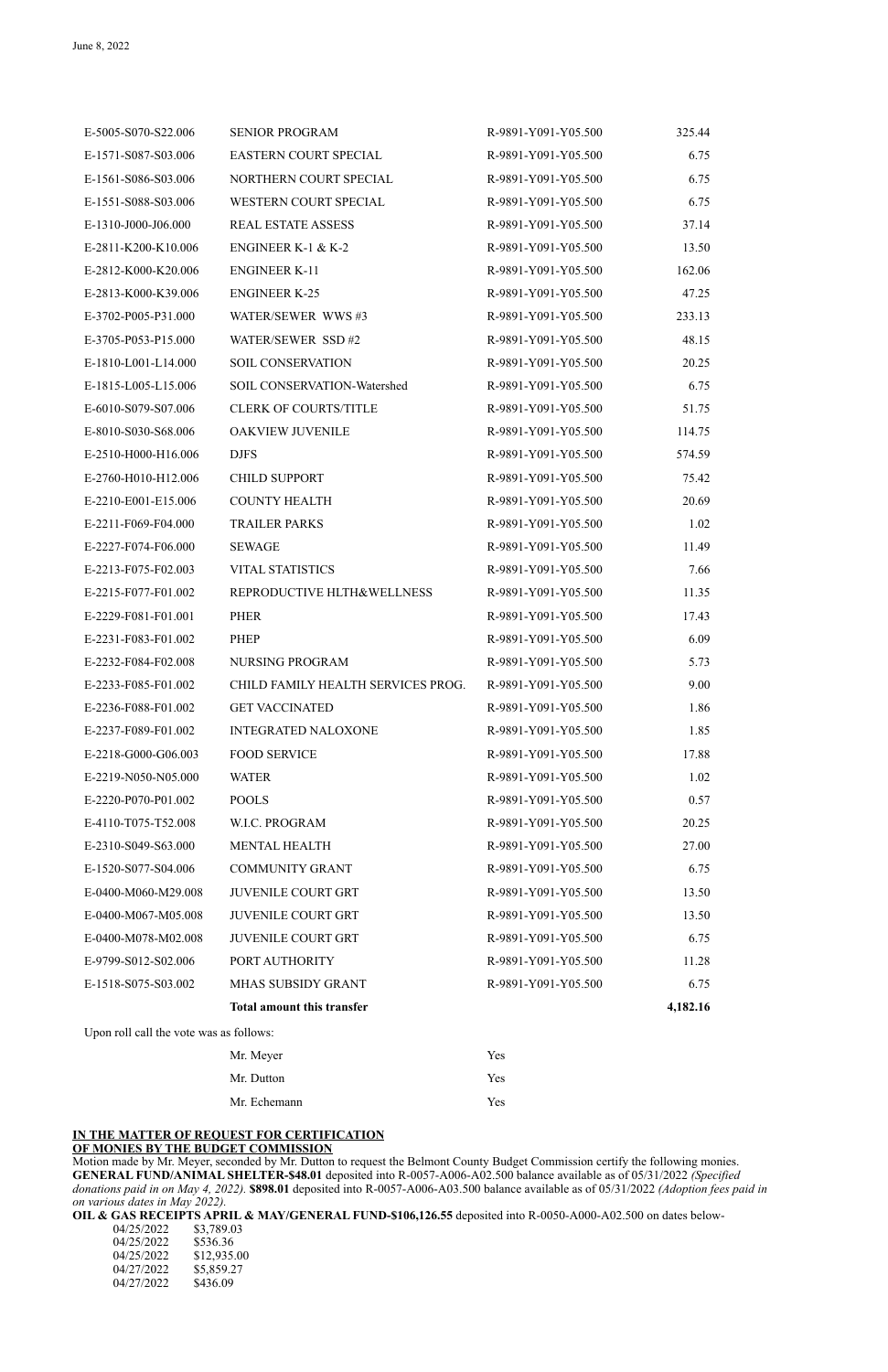| | | | |
|---|---|---|---|
| E-5005-S070-S22.006 | SENIOR PROGRAM | R-9891-Y091-Y05.500 | 325.44 |
| E-1571-S087-S03.006 | EASTERN COURT SPECIAL | R-9891-Y091-Y05.500 | 6.75 |
| E-1561-S086-S03.006 | NORTHERN COURT SPECIAL | R-9891-Y091-Y05.500 | 6.75 |
| E-1551-S088-S03.006 | WESTERN COURT SPECIAL | R-9891-Y091-Y05.500 | 6.75 |
| E-1310-J000-J06.000 | REAL ESTATE ASSESS | R-9891-Y091-Y05.500 | 37.14 |
| E-2811-K200-K10.006 | ENGINEER K-1 & K-2 | R-9891-Y091-Y05.500 | 13.50 |
| E-2812-K000-K20.006 | ENGINEER K-11 | R-9891-Y091-Y05.500 | 162.06 |
| E-2813-K000-K39.006 | ENGINEER K-25 | R-9891-Y091-Y05.500 | 47.25 |
| E-3702-P005-P31.000 | WATER/SEWER WWS #3 | R-9891-Y091-Y05.500 | 233.13 |
| E-3705-P053-P15.000 | WATER/SEWER SSD #2 | R-9891-Y091-Y05.500 | 48.15 |
| E-1810-L001-L14.000 | SOIL CONSERVATION | R-9891-Y091-Y05.500 | 20.25 |
| E-1815-L005-L15.006 | SOIL CONSERVATION-Watershed | R-9891-Y091-Y05.500 | 6.75 |
| E-6010-S079-S07.006 | CLERK OF COURTS/TITLE | R-9891-Y091-Y05.500 | 51.75 |
| E-8010-S030-S68.006 | OAKVIEW JUVENILE | R-9891-Y091-Y05.500 | 114.75 |
| E-2510-H000-H16.006 | DJFS | R-9891-Y091-Y05.500 | 574.59 |
| E-2760-H010-H12.006 | CHILD SUPPORT | R-9891-Y091-Y05.500 | 75.42 |
| E-2210-E001-E15.006 | COUNTY HEALTH | R-9891-Y091-Y05.500 | 20.69 |
| E-2211-F069-F04.000 | TRAILER PARKS | R-9891-Y091-Y05.500 | 1.02 |
| E-2227-F074-F06.000 | SEWAGE | R-9891-Y091-Y05.500 | 11.49 |
| E-2213-F075-F02.003 | VITAL STATISTICS | R-9891-Y091-Y05.500 | 7.66 |
| E-2215-F077-F01.002 | REPRODUCTIVE HLTH&WELLNESS | R-9891-Y091-Y05.500 | 11.35 |
| E-2229-F081-F01.001 | PHER | R-9891-Y091-Y05.500 | 17.43 |
| E-2231-F083-F01.002 | PHEP | R-9891-Y091-Y05.500 | 6.09 |
| E-2232-F084-F02.008 | NURSING PROGRAM | R-9891-Y091-Y05.500 | 5.73 |
| E-2233-F085-F01.002 | CHILD FAMILY HEALTH SERVICES PROG. | R-9891-Y091-Y05.500 | 9.00 |
| E-2236-F088-F01.002 | GET VACCINATED | R-9891-Y091-Y05.500 | 1.86 |
| E-2237-F089-F01.002 | INTEGRATED NALOXONE | R-9891-Y091-Y05.500 | 1.85 |
| E-2218-G000-G06.003 | FOOD SERVICE | R-9891-Y091-Y05.500 | 17.88 |
| E-2219-N050-N05.000 | WATER | R-9891-Y091-Y05.500 | 1.02 |
| E-2220-P070-P01.002 | POOLS | R-9891-Y091-Y05.500 | 0.57 |
| E-4110-T075-T52.008 | W.I.C. PROGRAM | R-9891-Y091-Y05.500 | 20.25 |
| E-2310-S049-S63.000 | MENTAL HEALTH | R-9891-Y091-Y05.500 | 27.00 |
| E-1520-S077-S04.006 | COMMUNITY GRANT | R-9891-Y091-Y05.500 | 6.75 |
| E-0400-M060-M29.008 | JUVENILE COURT GRT | R-9891-Y091-Y05.500 | 13.50 |
| E-0400-M067-M05.008 | JUVENILE COURT GRT | R-9891-Y091-Y05.500 | 13.50 |
| E-0400-M078-M02.008 | JUVENILE COURT GRT | R-9891-Y091-Y05.500 | 6.75 |
| E-9799-S012-S02.006 | PORT AUTHORITY | R-9891-Y091-Y05.500 | 11.28 |
| E-1518-S075-S03.002 | MHAS SUBSIDY GRANT | R-9891-Y091-Y05.500 | 6.75 |
| | **Total amount this transfer** | | **4,182.16** |

Upon roll call the vote was as follows:

| | |
|---|---|
| Mr. Meyer | Yes |
| Mr. Dutton | Yes |
| Mr. Echemann | Yes |

**IN THE MATTER OF REQUEST FOR CERTIFICATION OF MONIES BY THE BUDGET COMMISSION**

Motion made by Mr. Meyer, seconded by Mr. Dutton to request the Belmont County Budget Commission certify the following monies.
**GENERAL FUND/ANIMAL SHELTER-$48.01** deposited into R-0057-A006-A02.500 balance available as of 05/31/2022 *(Specified donations paid in on May 4, 2022).* **$898.01** deposited into R-0057-A006-A03.500 balance available as of 05/31/2022 *(Adoption fees paid in on various dates in May 2022).*
**OIL & GAS RECEIPTS APRIL & MAY/GENERAL FUND-$106,126.55** deposited into R-0050-A000-A02.500 on dates below-

| | |
|---|---|
| 04/25/2022 | $3,789.03 |
| 04/25/2022 | $536.36 |
| 04/25/2022 | $12,935.00 |
| 04/27/2022 | $5,859.27 |
| 04/27/2022 | $436.09 |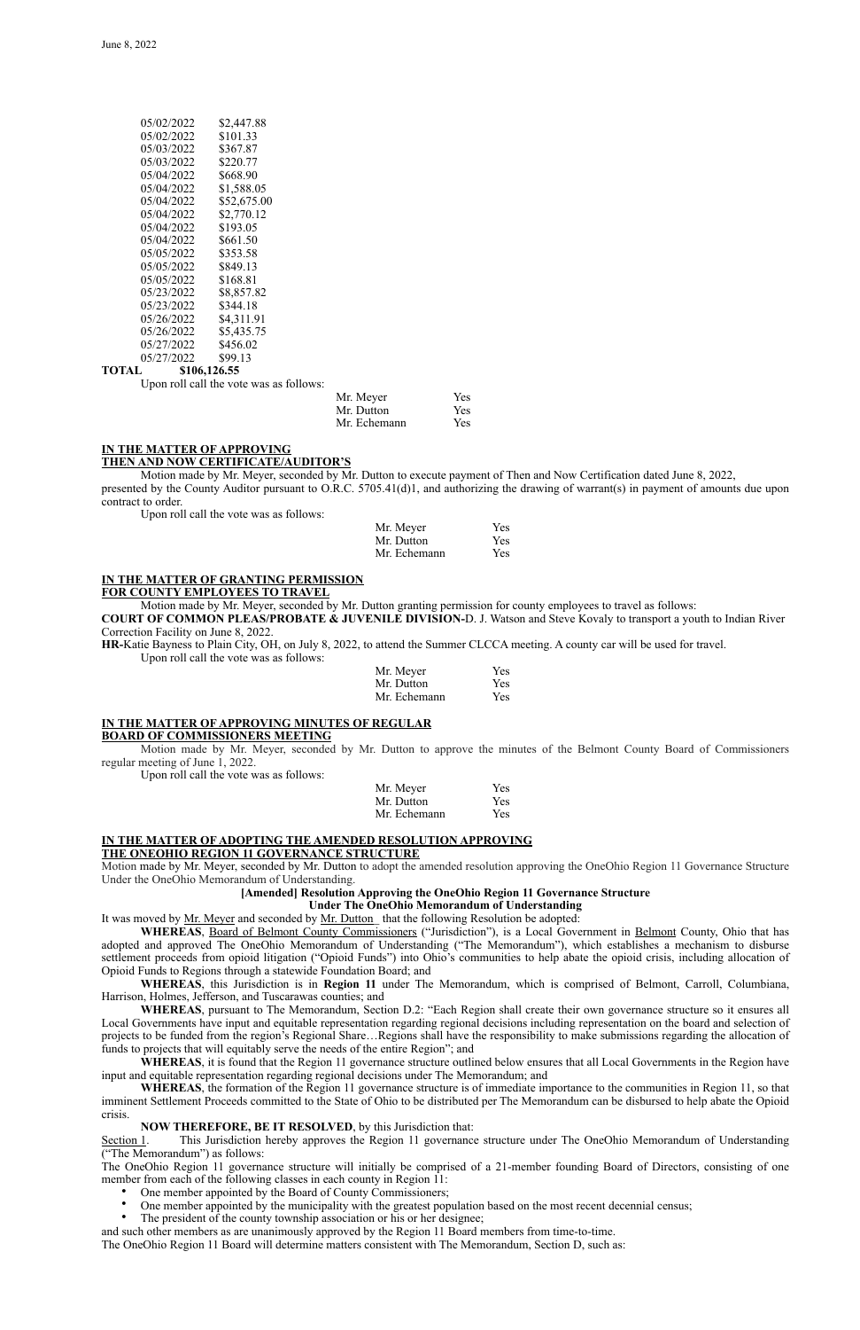| | |
|---|---|
| 05/02/2022 | $2,447.88 |
| 05/02/2022 | $101.33 |
| 05/03/2022 | $367.87 |
| 05/03/2022 | $220.77 |
| 05/04/2022 | $668.90 |
| 05/04/2022 | $1,588.05 |
| 05/04/2022 | $52,675.00 |
| 05/04/2022 | $2,770.12 |
| 05/04/2022 | $193.05 |
| 05/04/2022 | $661.50 |
| 05/05/2022 | $353.58 |
| 05/05/2022 | $849.13 |
| 05/05/2022 | $168.81 |
| 05/23/2022 | $8,857.82 |
| 05/23/2022 | $344.18 |
| 05/26/2022 | $4,311.91 |
| 05/26/2022 | $5,435.75 |
| 05/27/2022 | $456.02 |
| 05/27/2022 | $99.13 |
| **TOTAL** | **$106,126.55** |

Upon roll call the vote was as follows:

| | |
|---|---|
| Mr. Meyer | Yes |
| Mr. Dutton | Yes |
| Mr. Echemann | Yes |

**IN THE MATTER OF APPROVING THEN AND NOW CERTIFICATE/AUDITOR'S**

Motion made by Mr. Meyer, seconded by Mr. Dutton to execute payment of Then and Now Certification dated June 8, 2022, presented by the County Auditor pursuant to O.R.C. 5705.41(d)1, and authorizing the drawing of warrant(s) in payment of amounts due upon contract to order.

Upon roll call the vote was as follows:

| | |
|---|---|
| Mr. Meyer | Yes |
| Mr. Dutton | Yes |
| Mr. Echemann | Yes |

**IN THE MATTER OF GRANTING PERMISSION FOR COUNTY EMPLOYEES TO TRAVEL**

Motion made by Mr. Meyer, seconded by Mr. Dutton granting permission for county employees to travel as follows:

**COURT OF COMMON PLEAS/PROBATE & JUVENILE DIVISION-**D. J. Watson and Steve Kovaly to transport a youth to Indian River Correction Facility on June 8, 2022.

**HR-**Katie Bayness to Plain City, OH, on July 8, 2022, to attend the Summer CLCCA meeting. A county car will be used for travel.

Upon roll call the vote was as follows:

| | |
|---|---|
| Mr. Meyer | Yes |
| Mr. Dutton | Yes |
| Mr. Echemann | Yes |

**IN THE MATTER OF APPROVING MINUTES OF REGULAR BOARD OF COMMISSIONERS MEETING**

Motion made by Mr. Meyer, seconded by Mr. Dutton to approve the minutes of the Belmont County Board of Commissioners regular meeting of June 1, 2022.

Upon roll call the vote was as follows:

| | |
|---|---|
| Mr. Meyer | Yes |
| Mr. Dutton | Yes |
| Mr. Echemann | Yes |

**IN THE MATTER OF ADOPTING THE AMENDED RESOLUTION APPROVING THE ONEOHIO REGION 11 GOVERNANCE STRUCTURE**

Motion made by Mr. Meyer, seconded by Mr. Dutton to adopt the amended resolution approving the OneOhio Region 11 Governance Structure Under the OneOhio Memorandum of Understanding.

**[Amended] Resolution Approving the OneOhio Region 11 Governance Structure Under The OneOhio Memorandum of Understanding**

It was moved by Mr. Meyer and seconded by Mr. Dutton that the following Resolution be adopted:

**WHEREAS**, Board of Belmont County Commissioners ("Jurisdiction"), is a Local Government in Belmont County, Ohio that has adopted and approved The OneOhio Memorandum of Understanding ("The Memorandum"), which establishes a mechanism to disburse settlement proceeds from opioid litigation ("Opioid Funds") into Ohio's communities to help abate the opioid crisis, including allocation of Opioid Funds to Regions through a statewide Foundation Board; and

**WHEREAS**, this Jurisdiction is in **Region 11** under The Memorandum, which is comprised of Belmont, Carroll, Columbiana, Harrison, Holmes, Jefferson, and Tuscarawas counties; and

**WHEREAS**, pursuant to The Memorandum, Section D.2: "Each Region shall create their own governance structure so it ensures all Local Governments have input and equitable representation regarding regional decisions including representation on the board and selection of projects to be funded from the region's Regional Share…Regions shall have the responsibility to make submissions regarding the allocation of funds to projects that will equitably serve the needs of the entire Region"; and

**WHEREAS**, it is found that the Region 11 governance structure outlined below ensures that all Local Governments in the Region have input and equitable representation regarding regional decisions under The Memorandum; and

**WHEREAS**, the formation of the Region 11 governance structure is of immediate importance to the communities in Region 11, so that imminent Settlement Proceeds committed to the State of Ohio to be distributed per The Memorandum can be disbursed to help abate the Opioid crisis.

**NOW THEREFORE, BE IT RESOLVED**, by this Jurisdiction that:

Section 1. This Jurisdiction hereby approves the Region 11 governance structure under The OneOhio Memorandum of Understanding ("The Memorandum") as follows:

The OneOhio Region 11 governance structure will initially be comprised of a 21-member founding Board of Directors, consisting of one member from each of the following classes in each county in Region 11:

- One member appointed by the Board of County Commissioners;
- One member appointed by the municipality with the greatest population based on the most recent decennial census;
- The president of the county township association or his or her designee;

and such other members as are unanimously approved by the Region 11 Board members from time-to-time.

The OneOhio Region 11 Board will determine matters consistent with The Memorandum, Section D, such as: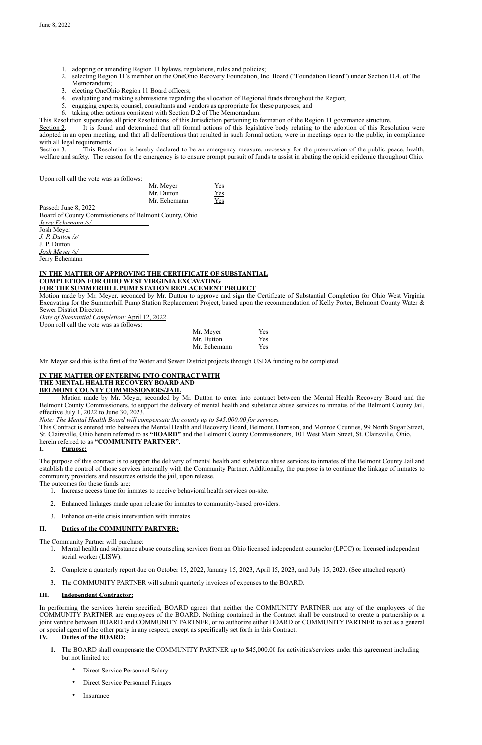1. adopting or amending Region 11 bylaws, regulations, rules and policies;
2. selecting Region 11's member on the OneOhio Recovery Foundation, Inc. Board ("Foundation Board") under Section D.4. of The Memorandum;
3. electing OneOhio Region 11 Board officers;
4. evaluating and making submissions regarding the allocation of Regional funds throughout the Region;
5. engaging experts, counsel, consultants and vendors as appropriate for these purposes; and
6. taking other actions consistent with Section D.2 of The Memorandum.

This Resolution supersedes all prior Resolutions of this Jurisdiction pertaining to formation of the Region 11 governance structure.

Section 2. It is found and determined that all formal actions of this legislative body relating to the adoption of this Resolution were adopted in an open meeting, and that all deliberations that resulted in such formal action, were in meetings open to the public, in compliance with all legal requirements.

Section 3. This Resolution is hereby declared to be an emergency measure, necessary for the preservation of the public peace, health, welfare and safety. The reason for the emergency is to ensure prompt pursuit of funds to assist in abating the opioid epidemic throughout Ohio.

Upon roll call the vote was as follows:

| | |
|---|---|
| Mr. Meyer | Yes |
| Mr. Dutton | Yes |
| Mr. Echemann | Yes |

Passed: June 8, 2022

Board of County Commissioners of Belmont County, Ohio

*Jerry Echemann /s/*
Josh Meyer

*J. P. Dutton /s/*
J. P. Dutton

*Josh Meyer /s/*
Jerry Echemann

**IN THE MATTER OF APPROVING THE CERTIFICATE OF SUBSTANTIAL COMPLETION FOR OHIO WEST VIRGINIA EXCAVATING FOR THE SUMMERHILL PUMP STATION REPLACEMENT PROJECT**

Motion made by Mr. Meyer, seconded by Mr. Dutton to approve and sign the Certificate of Substantial Completion for Ohio West Virginia Excavating for the Summerhill Pump Station Replacement Project, based upon the recommendation of Kelly Porter, Belmont County Water & Sewer District Director.

*Date of Substantial Completion*: April 12, 2022.

Upon roll call the vote was as follows:

| | |
|---|---|
| Mr. Meyer | Yes |
| Mr. Dutton | Yes |
| Mr. Echemann | Yes |

Mr. Meyer said this is the first of the Water and Sewer District projects through USDA funding to be completed.

**IN THE MATTER OF ENTERING INTO CONTRACT WITH THE MENTAL HEALTH RECOVERY BOARD AND BELMONT COUNTY COMMISSIONERS/JAIL**

Motion made by Mr. Meyer, seconded by Mr. Dutton to enter into contract between the Mental Health Recovery Board and the Belmont County Commissioners, to support the delivery of mental health and substance abuse services to inmates of the Belmont County Jail, effective July 1, 2022 to June 30, 2023.

*Note: The Mental Health Board will compensate the county up to $45,000.00 for services.*

This Contract is entered into between the Mental Health and Recovery Board, Belmont, Harrison, and Monroe Counties, 99 North Sugar Street, St. Clairsville, Ohio herein referred to as **"BOARD"** and the Belmont County Commissioners, 101 West Main Street, St. Clairsville, Ohio, herein referred to as **"COMMUNITY PARTNER".**

**I. Purpose:**

The purpose of this contract is to support the delivery of mental health and substance abuse services to inmates of the Belmont County Jail and establish the control of those services internally with the Community Partner. Additionally, the purpose is to continue the linkage of inmates to community providers and resources outside the jail, upon release.

The outcomes for these funds are:

1. Increase access time for inmates to receive behavioral health services on-site.
2. Enhanced linkages made upon release for inmates to community-based providers.
3. Enhance on-site crisis intervention with inmates.

**II. Duties of the COMMUNITY PARTNER:**

The Community Partner will purchase:

1. Mental health and substance abuse counseling services from an Ohio licensed independent counselor (LPCC) or licensed independent social worker (LISW).
2. Complete a quarterly report due on October 15, 2022, January 15, 2023, April 15, 2023, and July 15, 2023. (See attached report)
3. The COMMUNITY PARTNER will submit quarterly invoices of expenses to the BOARD.

**III. Independent Contractor:**

In performing the services herein specified, BOARD agrees that neither the COMMUNITY PARTNER nor any of the employees of the COMMUNITY PARTNER are employees of the BOARD. Nothing contained in the Contract shall be construed to create a partnership or a joint venture between BOARD and COMMUNITY PARTNER, or to authorize either BOARD or COMMUNITY PARTNER to act as a general or special agent of the other party in any respect, except as specifically set forth in this Contract.

**IV. Duties of the BOARD:**

1. The BOARD shall compensate the COMMUNITY PARTNER up to $45,000.00 for activities/services under this agreement including but not limited to:
   - Direct Service Personnel Salary
   - Direct Service Personnel Fringes
   - Insurance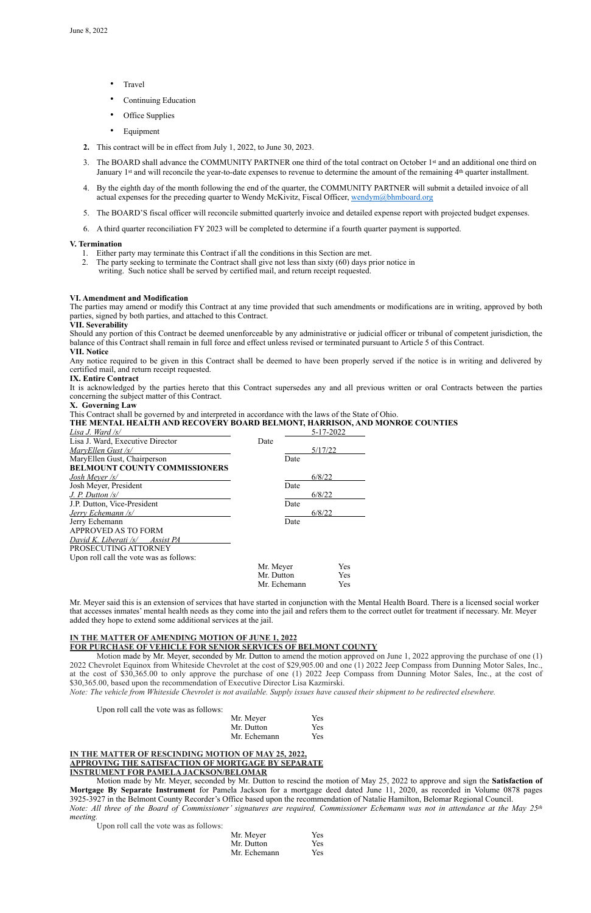- Travel
- Continuing Education
- Office Supplies
- Equipment

2. This contract will be in effect from July 1, 2022, to June 30, 2023.
3. The BOARD shall advance the COMMUNITY PARTNER one third of the total contract on October 1st and an additional one third on January 1st and will reconcile the year-to-date expenses to revenue to determine the amount of the remaining 4th quarter installment.
4. By the eighth day of the month following the end of the quarter, the COMMUNITY PARTNER will submit a detailed invoice of all actual expenses for the preceding quarter to Wendy McKivitz, Fiscal Officer, wendym@bhmboard.org
5. The BOARD'S fiscal officer will reconcile submitted quarterly invoice and detailed expense report with projected budget expenses.
6. A third quarter reconciliation FY 2023 will be completed to determine if a fourth quarter payment is supported.

**V. Termination**

1. Either party may terminate this Contract if all the conditions in this Section are met.
2. The party seeking to terminate the Contract shall give not less than sixty (60) days prior notice in writing. Such notice shall be served by certified mail, and return receipt requested.

**VI. Amendment and Modification**

The parties may amend or modify this Contract at any time provided that such amendments or modifications are in writing, approved by both parties, signed by both parties, and attached to this Contract.

**VII. Severability**

Should any portion of this Contract be deemed unenforceable by any administrative or judicial officer or tribunal of competent jurisdiction, the balance of this Contract shall remain in full force and effect unless revised or terminated pursuant to Article 5 of this Contract.

**VII. Notice**

Any notice required to be given in this Contract shall be deemed to have been properly served if the notice is in writing and delivered by certified mail, and return receipt requested.

**IX. Entire Contract**

It is acknowledged by the parties hereto that this Contract supersedes any and all previous written or oral Contracts between the parties concerning the subject matter of this Contract.

**X. Governing Law**

This Contract shall be governed by and interpreted in accordance with the laws of the State of Ohio.

**THE MENTAL HEALTH AND RECOVERY BOARD BELMONT, HARRISON, AND MONROE COUNTIES**

*Lisa J. Ward /s/* — 5-17-2022
Lisa J. Ward, Executive Director — Date

*MaryEllen Gust /s/* — 5/17/22
MaryEllen Gust, Chairperson — Date

**BELMOUNT COUNTY COMMISSIONERS**

*Josh Meyer /s/* — 6/8/22
Josh Meyer, President — Date

*J. P. Dutton /s/* — 6/8/22
J.P. Dutton, Vice-President — Date

*Jerry Echemann /s/* — 6/8/22
Jerry Echemann — Date

APPROVED AS TO FORM
*David K. Liberati /s/ Assist PA*
PROSECUTING ATTORNEY

Upon roll call the vote was as follows:

| | |
|---|---|
| Mr. Meyer | Yes |
| Mr. Dutton | Yes |
| Mr. Echemann | Yes |

Mr. Meyer said this is an extension of services that have started in conjunction with the Mental Health Board. There is a licensed social worker that accesses inmates' mental health needs as they come into the jail and refers them to the correct outlet for treatment if necessary. Mr. Meyer added they hope to extend some additional services at the jail.

**IN THE MATTER OF AMENDING MOTION OF JUNE 1, 2022 FOR PURCHASE OF VEHICLE FOR SENIOR SERVICES OF BELMONT COUNTY**

Motion made by Mr. Meyer, seconded by Mr. Dutton to amend the motion approved on June 1, 2022 approving the purchase of one (1) 2022 Chevrolet Equinox from Whiteside Chevrolet at the cost of $29,905.00 and one (1) 2022 Jeep Compass from Dunning Motor Sales, Inc., at the cost of $30,365.00 to only approve the purchase of one (1) 2022 Jeep Compass from Dunning Motor Sales, Inc., at the cost of $30,365.00, based upon the recommendation of Executive Director Lisa Kazmirski.

*Note: The vehicle from Whiteside Chevrolet is not available. Supply issues have caused their shipment to be redirected elsewhere.*

Upon roll call the vote was as follows:

| | |
|---|---|
| Mr. Meyer | Yes |
| Mr. Dutton | Yes |
| Mr. Echemann | Yes |

**IN THE MATTER OF RESCINDING MOTION OF MAY 25, 2022, APPROVING THE SATISFACTION OF MORTGAGE BY SEPARATE INSTRUMENT FOR PAMELA JACKSON/BELOMAR**

Motion made by Mr. Meyer, seconded by Mr. Dutton to rescind the motion of May 25, 2022 to approve and sign the **Satisfaction of Mortgage By Separate Instrument** for Pamela Jackson for a mortgage deed dated June 11, 2020, as recorded in Volume 0878 pages 3925-3927 in the Belmont County Recorder's Office based upon the recommendation of Natalie Hamilton, Belomar Regional Council.

*Note: All three of the Board of Commissioner' signatures are required, Commissioner Echemann was not in attendance at the May 25th meeting.*

Upon roll call the vote was as follows:

| | |
|---|---|
| Mr. Meyer | Yes |
| Mr. Dutton | Yes |
| Mr. Echemann | Yes |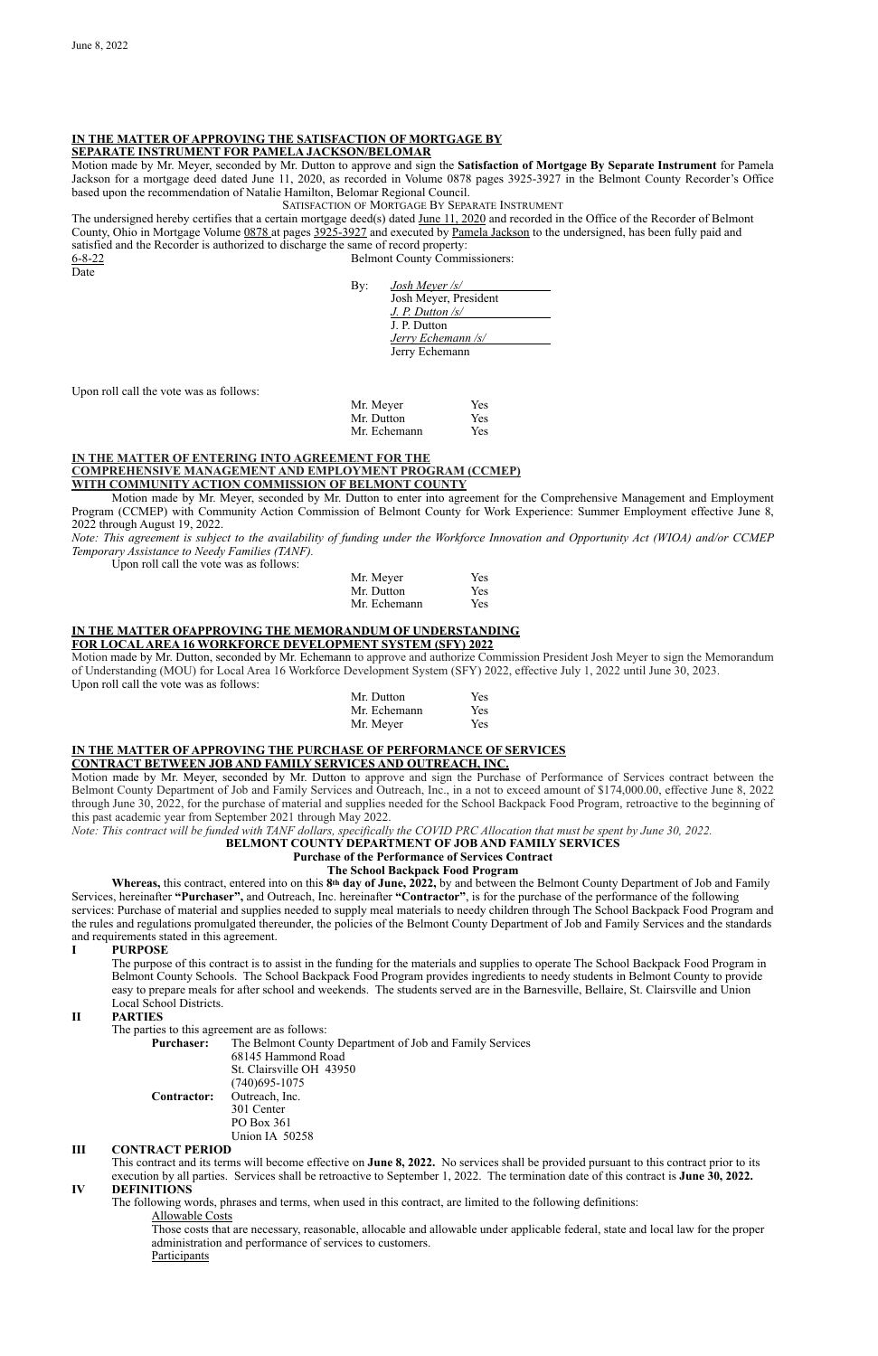June 8, 2022

**IN THE MATTER OF APPROVING THE SATISFACTION OF MORTGAGE BY SEPARATE INSTRUMENT FOR PAMELA JACKSON/BELOMAR**

Motion made by Mr. Meyer, seconded by Mr. Dutton to approve and sign the **Satisfaction of Mortgage By Separate Instrument** for Pamela Jackson for a mortgage deed dated June 11, 2020, as recorded in Volume 0878 pages 3925-3927 in the Belmont County Recorder's Office based upon the recommendation of Natalie Hamilton, Belomar Regional Council.

SATISFACTION OF MORTGAGE BY SEPARATE INSTRUMENT

The undersigned hereby certifies that a certain mortgage deed(s) dated June 11, 2020 and recorded in the Office of the Recorder of Belmont County, Ohio in Mortgage Volume 0878 at pages 3925-3927 and executed by Pamela Jackson to the undersigned, has been fully paid and satisfied and the Recorder is authorized to discharge the same of record property:

6-8-22
Date

Belmont County Commissioners:

By: *Josh Meyer /s/*
Josh Meyer, President
*J. P. Dutton /s/*
J. P. Dutton
*Jerry Echemann /s/*
Jerry Echemann

Upon roll call the vote was as follows:

| | |
|---|---|
| Mr. Meyer | Yes |
| Mr. Dutton | Yes |
| Mr. Echemann | Yes |

**IN THE MATTER OF ENTERING INTO AGREEMENT FOR THE COMPREHENSIVE MANAGEMENT AND EMPLOYMENT PROGRAM (CCMEP) WITH COMMUNITY ACTION COMMISSION OF BELMONT COUNTY**

Motion made by Mr. Meyer, seconded by Mr. Dutton to enter into agreement for the Comprehensive Management and Employment Program (CCMEP) with Community Action Commission of Belmont County for Work Experience: Summer Employment effective June 8, 2022 through August 19, 2022.

*Note: This agreement is subject to the availability of funding under the Workforce Innovation and Opportunity Act (WIOA) and/or CCMEP Temporary Assistance to Needy Families (TANF).*

Upon roll call the vote was as follows:

| | |
|---|---|
| Mr. Meyer | Yes |
| Mr. Dutton | Yes |
| Mr. Echemann | Yes |

**IN THE MATTER OFAPPROVING THE MEMORANDUM OF UNDERSTANDING FOR LOCAL AREA 16 WORKFORCE DEVELOPMENT SYSTEM (SFY) 2022**

Motion made by Mr. Dutton, seconded by Mr. Echemann to approve and authorize Commission President Josh Meyer to sign the Memorandum of Understanding (MOU) for Local Area 16 Workforce Development System (SFY) 2022, effective July 1, 2022 until June 30, 2023.

Upon roll call the vote was as follows:

| | |
|---|---|
| Mr. Dutton | Yes |
| Mr. Echemann | Yes |
| Mr. Meyer | Yes |

**IN THE MATTER OF APPROVING THE PURCHASE OF PERFORMANCE OF SERVICES CONTRACT BETWEEN JOB AND FAMILY SERVICES AND OUTREACH, INC.**

Motion made by Mr. Meyer, seconded by Mr. Dutton to approve and sign the Purchase of Performance of Services contract between the Belmont County Department of Job and Family Services and Outreach, Inc., in a not to exceed amount of $174,000.00, effective June 8, 2022 through June 30, 2022, for the purchase of material and supplies needed for the School Backpack Food Program, retroactive to the beginning of this past academic year from September 2021 through May 2022.

*Note: This contract will be funded with TANF dollars, specifically the COVID PRC Allocation that must be spent by June 30, 2022.*

**BELMONT COUNTY DEPARTMENT OF JOB AND FAMILY SERVICES**
**Purchase of the Performance of Services Contract**
**The School Backpack Food Program**

**Whereas,** this contract, entered into on this **8th day of June, 2022,** by and between the Belmont County Department of Job and Family Services, hereinafter **"Purchaser",** and Outreach, Inc. hereinafter **"Contractor"**, is for the purchase of the performance of the following services: Purchase of material and supplies needed to supply meal materials to needy children through The School Backpack Food Program and the rules and regulations promulgated thereunder, the policies of the Belmont County Department of Job and Family Services and the standards and requirements stated in this agreement.

**I PURPOSE**

The purpose of this contract is to assist in the funding for the materials and supplies to operate The School Backpack Food Program in Belmont County Schools. The School Backpack Food Program provides ingredients to needy students in Belmont County to provide easy to prepare meals for after school and weekends. The students served are in the Barnesville, Bellaire, St. Clairsville and Union Local School Districts.

**II PARTIES**

The parties to this agreement are as follows:

**Purchaser:** The Belmont County Department of Job and Family Services
68145 Hammond Road
St. Clairsville OH 43950
(740)695-1075

**Contractor:** Outreach, Inc.
301 Center
PO Box 361
Union IA 50258

**III CONTRACT PERIOD**

This contract and its terms will become effective on **June 8, 2022.** No services shall be provided pursuant to this contract prior to its execution by all parties. Services shall be retroactive to September 1, 2022. The termination date of this contract is **June 30, 2022.**

**IV DEFINITIONS**

The following words, phrases and terms, when used in this contract, are limited to the following definitions:

Allowable Costs

Those costs that are necessary, reasonable, allocable and allowable under applicable federal, state and local law for the proper administration and performance of services to customers.

Participants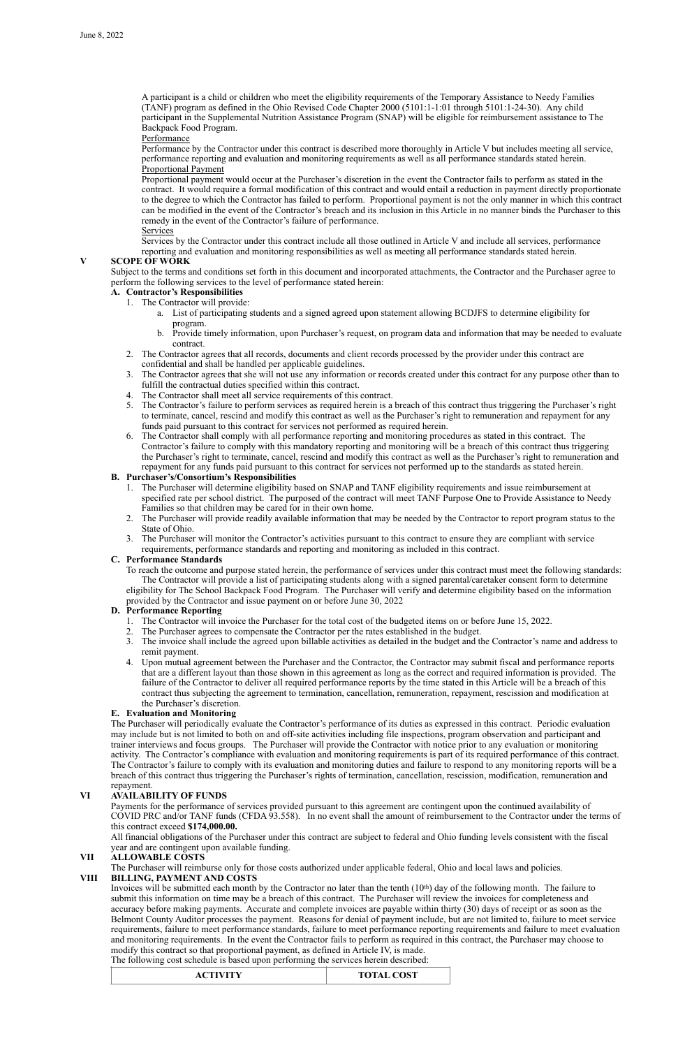A participant is a child or children who meet the eligibility requirements of the Temporary Assistance to Needy Families (TANF) program as defined in the Ohio Revised Code Chapter 2000 (5101:1-1:01 through 5101:1-24-30). Any child participant in the Supplemental Nutrition Assistance Program (SNAP) will be eligible for reimbursement assistance to The Backpack Food Program.

Performance

Performance by the Contractor under this contract is described more thoroughly in Article V but includes meeting all service, performance reporting and evaluation and monitoring requirements as well as all performance standards stated herein.

Proportional Payment

Proportional payment would occur at the Purchaser's discretion in the event the Contractor fails to perform as stated in the contract. It would require a formal modification of this contract and would entail a reduction in payment directly proportionate to the degree to which the Contractor has failed to perform. Proportional payment is not the only manner in which this contract can be modified in the event of the Contractor's breach and its inclusion in this Article in no manner binds the Purchaser to this remedy in the event of the Contractor's failure of performance.

Services

Services by the Contractor under this contract include all those outlined in Article V and include all services, performance reporting and evaluation and monitoring responsibilities as well as meeting all performance standards stated herein.

## V SCOPE OF WORK

Subject to the terms and conditions set forth in this document and incorporated attachments, the Contractor and the Purchaser agree to perform the following services to the level of performance stated herein:

### A. Contractor's Responsibilities

1. The Contractor will provide:
   a. List of participating students and a signed agreed upon statement allowing BCDJFS to determine eligibility for program.
   b. Provide timely information, upon Purchaser's request, on program data and information that may be needed to evaluate contract.
2. The Contractor agrees that all records, documents and client records processed by the provider under this contract are confidential and shall be handled per applicable guidelines.
3. The Contractor agrees that she will not use any information or records created under this contract for any purpose other than to fulfill the contractual duties specified within this contract.
4. The Contractor shall meet all service requirements of this contract.
5. The Contractor's failure to perform services as required herein is a breach of this contract thus triggering the Purchaser's right to terminate, cancel, rescind and modify this contract as well as the Purchaser's right to remuneration and repayment for any funds paid pursuant to this contract for services not performed as required herein.
6. The Contractor shall comply with all performance reporting and monitoring procedures as stated in this contract. The Contractor's failure to comply with this mandatory reporting and monitoring will be a breach of this contract thus triggering the Purchaser's right to terminate, cancel, rescind and modify this contract as well as the Purchaser's right to remuneration and repayment for any funds paid pursuant to this contract for services not performed up to the standards as stated herein.

### B. Purchaser's/Consortium's Responsibilities

1. The Purchaser will determine eligibility based on SNAP and TANF eligibility requirements and issue reimbursement at specified rate per school district. The purposed of the contract will meet TANF Purpose One to Provide Assistance to Needy Families so that children may be cared for in their own home.
2. The Purchaser will provide readily available information that may be needed by the Contractor to report program status to the State of Ohio.
3. The Purchaser will monitor the Contractor's activities pursuant to this contract to ensure they are compliant with service requirements, performance standards and reporting and monitoring as included in this contract.

### C. Performance Standards

To reach the outcome and purpose stated herein, the performance of services under this contract must meet the following standards: The Contractor will provide a list of participating students along with a signed parental/caretaker consent form to determine eligibility for The School Backpack Food Program. The Purchaser will verify and determine eligibility based on the information provided by the Contractor and issue payment on or before June 30, 2022

### D. Performance Reporting

1. The Contractor will invoice the Purchaser for the total cost of the budgeted items on or before June 15, 2022.
2. The Purchaser agrees to compensate the Contractor per the rates established in the budget.
3. The invoice shall include the agreed upon billable activities as detailed in the budget and the Contractor's name and address to remit payment.
4. Upon mutual agreement between the Purchaser and the Contractor, the Contractor may submit fiscal and performance reports that are a different layout than those shown in this agreement as long as the correct and required information is provided. The failure of the Contractor to deliver all required performance reports by the time stated in this Article will be a breach of this contract thus subjecting the agreement to termination, cancellation, remuneration, repayment, rescission and modification at the Purchaser's discretion.

### E. Evaluation and Monitoring

The Purchaser will periodically evaluate the Contractor's performance of its duties as expressed in this contract. Periodic evaluation may include but is not limited to both on and off-site activities including file inspections, program observation and participant and trainer interviews and focus groups. The Purchaser will provide the Contractor with notice prior to any evaluation or monitoring activity. The Contractor's compliance with evaluation and monitoring requirements is part of its required performance of this contract. The Contractor's failure to comply with its evaluation and monitoring duties and failure to respond to any monitoring reports will be a breach of this contract thus triggering the Purchaser's rights of termination, cancellation, rescission, modification, remuneration and repayment.

## VI AVAILABILITY OF FUNDS

Payments for the performance of services provided pursuant to this agreement are contingent upon the continued availability of COVID PRC and/or TANF funds (CFDA 93.558). In no event shall the amount of reimbursement to the Contractor under the terms of this contract exceed **$174,000.00.**

All financial obligations of the Purchaser under this contract are subject to federal and Ohio funding levels consistent with the fiscal year and are contingent upon available funding.

## VII ALLOWABLE COSTS

The Purchaser will reimburse only for those costs authorized under applicable federal, Ohio and local laws and policies.

## VIII BILLING, PAYMENT AND COSTS

Invoices will be submitted each month by the Contractor no later than the tenth (10th) day of the following month. The failure to submit this information on time may be a breach of this contract. The Purchaser will review the invoices for completeness and accuracy before making payments. Accurate and complete invoices are payable within thirty (30) days of receipt or as soon as the Belmont County Auditor processes the payment. Reasons for denial of payment include, but are not limited to, failure to meet service requirements, failure to meet performance standards, failure to meet performance reporting requirements and failure to meet evaluation and monitoring requirements. In the event the Contractor fails to perform as required in this contract, the Purchaser may choose to modify this contract so that proportional payment, as defined in Article IV, is made.

The following cost schedule is based upon performing the services herein described:

| ACTIVITY | TOTAL COST |
|---|---|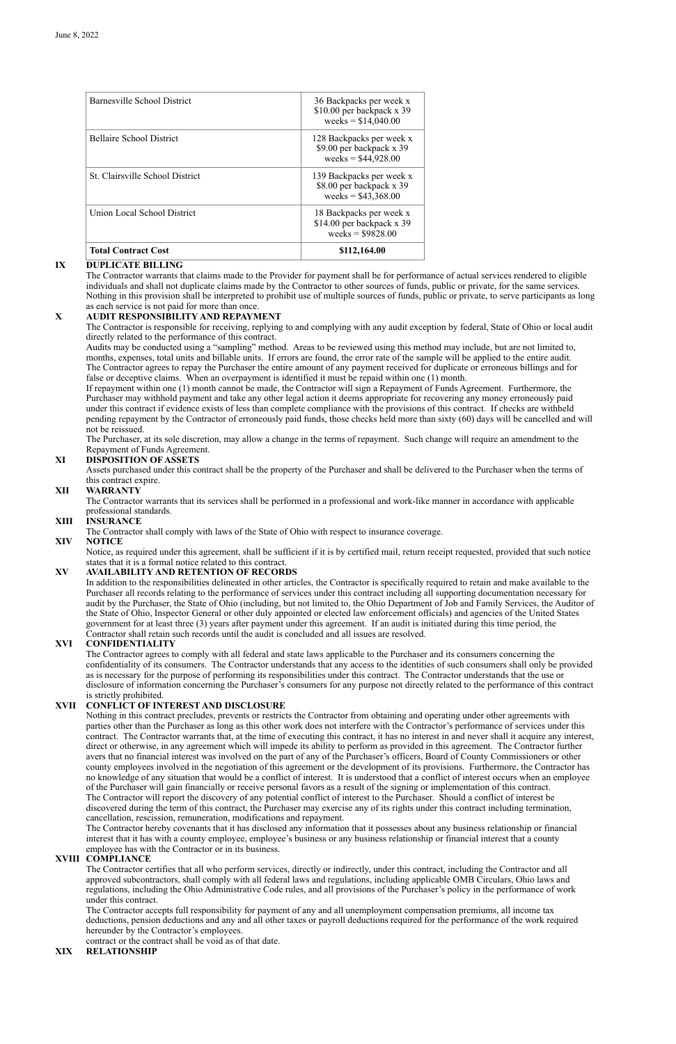| Barnesville School District | 36 Backpacks per week x $10.00 per backpack x 39 weeks = $14,040.00 |
|---|---|
| Bellaire School District | 128 Backpacks per week x $9.00 per backpack x 39 weeks = $44,928.00 |
| St. Clairsville School District | 139 Backpacks per week x $8.00 per backpack x 39 weeks = $43,368.00 |
| Union Local School District | 18 Backpacks per week x $14.00 per backpack x 39 weeks = $9828.00 |
| **Total Contract Cost** | **$112,164.00** |

**IX DUPLICATE BILLING**

The Contractor warrants that claims made to the Provider for payment shall be for performance of actual services rendered to eligible individuals and shall not duplicate claims made by the Contractor to other sources of funds, public or private, for the same services. Nothing in this provision shall be interpreted to prohibit use of multiple sources of funds, public or private, to serve participants as long as each service is not paid for more than once.

**X AUDIT RESPONSIBILITY AND REPAYMENT**

The Contractor is responsible for receiving, replying to and complying with any audit exception by federal, State of Ohio or local audit directly related to the performance of this contract.

Audits may be conducted using a "sampling" method. Areas to be reviewed using this method may include, but are not limited to, months, expenses, total units and billable units. If errors are found, the error rate of the sample will be applied to the entire audit. The Contractor agrees to repay the Purchaser the entire amount of any payment received for duplicate or erroneous billings and for false or deceptive claims. When an overpayment is identified it must be repaid within one (1) month.

If repayment within one (1) month cannot be made, the Contractor will sign a Repayment of Funds Agreement. Furthermore, the Purchaser may withhold payment and take any other legal action it deems appropriate for recovering any money erroneously paid under this contract if evidence exists of less than complete compliance with the provisions of this contract. If checks are withheld pending repayment by the Contractor of erroneously paid funds, those checks held more than sixty (60) days will be cancelled and will not be reissued.

The Purchaser, at its sole discretion, may allow a change in the terms of repayment. Such change will require an amendment to the Repayment of Funds Agreement.

**XI DISPOSITION OF ASSETS**

Assets purchased under this contract shall be the property of the Purchaser and shall be delivered to the Purchaser when the terms of this contract expire.

**XII WARRANTY**

The Contractor warrants that its services shall be performed in a professional and work-like manner in accordance with applicable professional standards.

**XIII INSURANCE**

The Contractor shall comply with laws of the State of Ohio with respect to insurance coverage.

**XIV NOTICE**

Notice, as required under this agreement, shall be sufficient if it is by certified mail, return receipt requested, provided that such notice states that it is a formal notice related to this contract.

**XV AVAILABILITY AND RETENTION OF RECORDS**

In addition to the responsibilities delineated in other articles, the Contractor is specifically required to retain and make available to the Purchaser all records relating to the performance of services under this contract including all supporting documentation necessary for audit by the Purchaser, the State of Ohio (including, but not limited to, the Ohio Department of Job and Family Services, the Auditor of the State of Ohio, Inspector General or other duly appointed or elected law enforcement officials) and agencies of the United States government for at least three (3) years after payment under this agreement. If an audit is initiated during this time period, the Contractor shall retain such records until the audit is concluded and all issues are resolved.

**XVI CONFIDENTIALITY**

The Contractor agrees to comply with all federal and state laws applicable to the Purchaser and its consumers concerning the confidentiality of its consumers. The Contractor understands that any access to the identities of such consumers shall only be provided as is necessary for the purpose of performing its responsibilities under this contract. The Contractor understands that the use or disclosure of information concerning the Purchaser's consumers for any purpose not directly related to the performance of this contract is strictly prohibited.

**XVII CONFLICT OF INTEREST AND DISCLOSURE**

Nothing in this contract precludes, prevents or restricts the Contractor from obtaining and operating under other agreements with parties other than the Purchaser as long as this other work does not interfere with the Contractor's performance of services under this contract. The Contractor warrants that, at the time of executing this contract, it has no interest in and never shall it acquire any interest, direct or otherwise, in any agreement which will impede its ability to perform as provided in this agreement. The Contractor further avers that no financial interest was involved on the part of any of the Purchaser's officers, Board of County Commissioners or other county employees involved in the negotiation of this agreement or the development of its provisions. Furthermore, the Contractor has no knowledge of any situation that would be a conflict of interest. It is understood that a conflict of interest occurs when an employee of the Purchaser will gain financially or receive personal favors as a result of the signing or implementation of this contract.

The Contractor will report the discovery of any potential conflict of interest to the Purchaser. Should a conflict of interest be discovered during the term of this contract, the Purchaser may exercise any of its rights under this contract including termination, cancellation, rescission, remuneration, modifications and repayment.

The Contractor hereby covenants that it has disclosed any information that it possesses about any business relationship or financial interest that it has with a county employee, employee's business or any business relationship or financial interest that a county employee has with the Contractor or in its business.

**XVIII COMPLIANCE**

The Contractor certifies that all who perform services, directly or indirectly, under this contract, including the Contractor and all approved subcontractors, shall comply with all federal laws and regulations, including applicable OMB Circulars, Ohio laws and regulations, including the Ohio Administrative Code rules, and all provisions of the Purchaser's policy in the performance of work under this contract.

The Contractor accepts full responsibility for payment of any and all unemployment compensation premiums, all income tax deductions, pension deductions and any and all other taxes or payroll deductions required for the performance of the work required hereunder by the Contractor's employees.

contract or the contract shall be void as of that date.

**XIX RELATIONSHIP**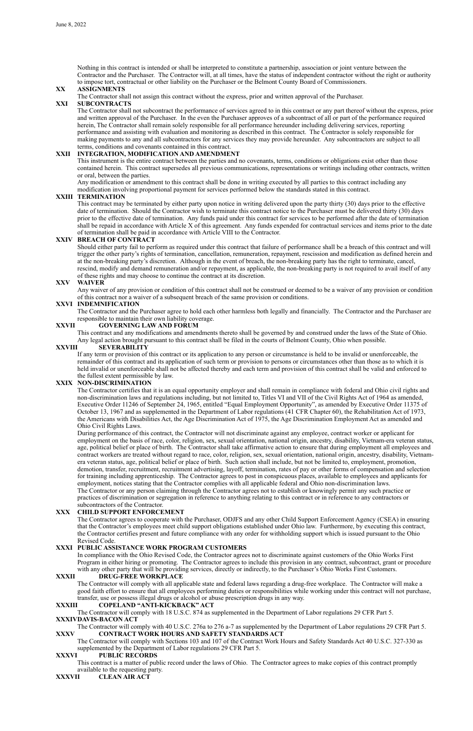Nothing in this contract is intended or shall be interpreted to constitute a partnership, association or joint venture between the Contractor and the Purchaser. The Contractor will, at all times, have the status of independent contractor without the right or authority to impose tort, contractual or other liability on the Purchaser or the Belmont County Board of Commissioners.

**XX ASSIGNMENTS**

The Contractor shall not assign this contract without the express, prior and written approval of the Purchaser.

**XXI SUBCONTRACTS**

The Contractor shall not subcontract the performance of services agreed to in this contract or any part thereof without the express, prior and written approval of the Purchaser. In the even the Purchaser approves of a subcontract of all or part of the performance required herein, The Contractor shall remain solely responsible for all performance hereunder including delivering services, reporting performance and assisting with evaluation and monitoring as described in this contract. The Contractor is solely responsible for making payments to any and all subcontractors for any services they may provide hereunder. Any subcontractors are subject to all terms, conditions and covenants contained in this contract.

**XXII INTEGRATION, MODIFICATION AND AMENDMENT**

This instrument is the entire contract between the parties and no covenants, terms, conditions or obligations exist other than those contained herein. This contract supersedes all previous communications, representations or writings including other contracts, written or oral, between the parties.

Any modification or amendment to this contract shall be done in writing executed by all parties to this contract including any modification involving proportional payment for services performed below the standards stated in this contract.

**XXIII TERMINATION**

This contract may be terminated by either party upon notice in writing delivered upon the party thirty (30) days prior to the effective date of termination. Should the Contractor wish to terminate this contract notice to the Purchaser must be delivered thirty (30) days prior to the effective date of termination. Any funds paid under this contract for services to be performed after the date of termination shall be repaid in accordance with Article X of this agreement. Any funds expended for contractual services and items prior to the date of termination shall be paid in accordance with Article VIII to the Contractor.

**XXIV BREACH OF CONTRACT**

Should either party fail to perform as required under this contract that failure of performance shall be a breach of this contract and will trigger the other party's rights of termination, cancellation, remuneration, repayment, rescission and modification as defined herein and at the non-breaking party's discretion. Although in the event of breach, the non-breaking party has the right to terminate, cancel, rescind, modify and demand remuneration and/or repayment, as applicable, the non-breaking party is not required to avail itself of any of these rights and may choose to continue the contract at its discretion.

**XXV WAIVER**

Any waiver of any provision or condition of this contract shall not be construed or deemed to be a waiver of any provision or condition of this contract nor a waiver of a subsequent breach of the same provision or conditions.

**XXVI INDEMNIFICATION**

The Contractor and the Purchaser agree to hold each other harmless both legally and financially. The Contractor and the Purchaser are responsible to maintain their own liability coverage.

**XXVII GOVERNING LAW AND FORUM**

This contract and any modifications and amendments thereto shall be governed by and construed under the laws of the State of Ohio. Any legal action brought pursuant to this contract shall be filed in the courts of Belmont County, Ohio when possible.

**XXVIII SEVERABILITY**

If any term or provision of this contract or its application to any person or circumstance is held to be invalid or unenforceable, the remainder of this contract and its application of such term or provision to persons or circumstances other than those as to which it is held invalid or unenforceable shall not be affected thereby and each term and provision of this contract shall be valid and enforced to the fullest extent permissible by law.

**XXIX NON-DISCRIMINATION**

The Contractor certifies that it is an equal opportunity employer and shall remain in compliance with federal and Ohio civil rights and non-discrimination laws and regulations including, but not limited to, Titles VI and VII of the Civil Rights Act of 1964 as amended, Executive Order 11246 of September 24, 1965, entitled "Equal Employment Opportunity", as amended by Executive Order 11375 of October 13, 1967 and as supplemented in the Department of Labor regulations (41 CFR Chapter 60), the Rehabilitation Act of 1973, the Americans with Disabilities Act, the Age Discrimination Act of 1975, the Age Discrimination Employment Act as amended and Ohio Civil Rights Laws.

During performance of this contract, the Contractor will not discriminate against any employee, contract worker or applicant for employment on the basis of race, color, religion, sex, sexual orientation, national origin, ancestry, disability, Vietnam-era veteran status, age, political belief or place of birth. The Contractor shall take affirmative action to ensure that during employment all employees and contract workers are treated without regard to race, color, religion, sex, sexual orientation, national origin, ancestry, disability, Vietnam-era veteran status, age, political belief or place of birth. Such action shall include, but not be limited to, employment, promotion, demotion, transfer, recruitment, recruitment advertising, layoff, termination, rates of pay or other forms of compensation and selection for training including apprenticeship. The Contractor agrees to post in conspicuous places, available to employees and applicants for employment, notices stating that the Contractor complies with all applicable federal and Ohio non-discrimination laws.

The Contractor or any person claiming through the Contractor agrees not to establish or knowingly permit any such practice or practices of discrimination or segregation in reference to anything relating to this contract or in reference to any contractors or subcontractors of the Contractor.

**XXX CHILD SUPPORT ENFORCEMENT**

The Contractor agrees to cooperate with the Purchaser, ODJFS and any other Child Support Enforcement Agency (CSEA) in ensuring that the Contractor's employees meet child support obligations established under Ohio law. Furthermore, by executing this contract, the Contractor certifies present and future compliance with any order for withholding support which is issued pursuant to the Ohio Revised Code.

**XXXI PUBLIC ASSISTANCE WORK PROGRAM CUSTOMERS**

In compliance with the Ohio Revised Code, the Contractor agrees not to discriminate against customers of the Ohio Works First Program in either hiring or promoting. The Contractor agrees to include this provision in any contract, subcontract, grant or procedure with any other party that will be providing services, directly or indirectly, to the Purchaser's Ohio Works First Customers.

**XXXII DRUG-FREE WORKPLACE**

The Contractor will comply with all applicable state and federal laws regarding a drug-free workplace. The Contractor will make a good faith effort to ensure that all employees performing duties or responsibilities while working under this contract will not purchase, transfer, use or possess illegal drugs or alcohol or abuse prescription drugs in any way.

**XXXIII COPELAND "ANTI-KICKBACK" ACT**

The Contractor will comply with 18 U.S.C. 874 as supplemented in the Department of Labor regulations 29 CFR Part 5.

**XXXIV DAVIS-BACON ACT**

The Contractor will comply with 40 U.S.C. 276a to 276 a-7 as supplemented by the Department of Labor regulations 29 CFR Part 5.

**XXXV CONTRACT WORK HOURS AND SAFETY STANDARDS ACT**

The Contractor will comply with Sections 103 and 107 of the Contract Work Hours and Safety Standards Act 40 U.S.C. 327-330 as supplemented by the Department of Labor regulations 29 CFR Part 5.

**XXXVI PUBLIC RECORDS**

This contract is a matter of public record under the laws of Ohio. The Contractor agrees to make copies of this contract promptly available to the requesting party.

**XXXVII CLEAN AIR ACT**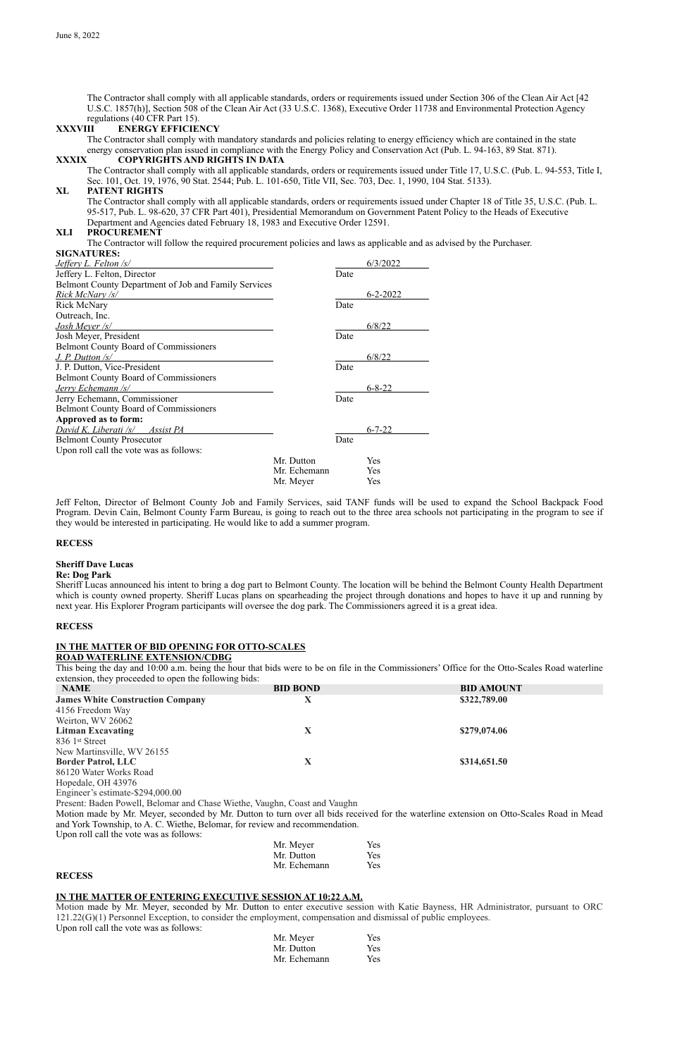The Contractor shall comply with all applicable standards, orders or requirements issued under Section 306 of the Clean Air Act [42 U.S.C. 1857(h)], Section 508 of the Clean Air Act (33 U.S.C. 1368), Executive Order 11738 and Environmental Protection Agency regulations (40 CFR Part 15).

**XXXVIII ENERGY EFFICIENCY**

The Contractor shall comply with mandatory standards and policies relating to energy efficiency which are contained in the state energy conservation plan issued in compliance with the Energy Policy and Conservation Act (Pub. L. 94-163, 89 Stat. 871).

**XXXIX COPYRIGHTS AND RIGHTS IN DATA**

The Contractor shall comply with all applicable standards, orders or requirements issued under Title 17, U.S.C. (Pub. L. 94-553, Title I, Sec. 101, Oct. 19, 1976, 90 Stat. 2544; Pub. L. 101-650, Title VII, Sec. 703, Dec. 1, 1990, 104 Stat. 5133).

**XL PATENT RIGHTS**

The Contractor shall comply with all applicable standards, orders or requirements issued under Chapter 18 of Title 35, U.S.C. (Pub. L. 95-517, Pub. L. 98-620, 37 CFR Part 401), Presidential Memorandum on Government Patent Policy to the Heads of Executive Department and Agencies dated February 18, 1983 and Executive Order 12591.

**XLI PROCUREMENT**

The Contractor will follow the required procurement policies and laws as applicable and as advised by the Purchaser.

**SIGNATURES:**

*Jeffery L. Felton /s/* — 6/3/2022
Jeffery L. Felton, Director — Date
Belmont County Department of Job and Family Services

*Rick McNary /s/* — 6-2-2022
Rick McNary — Date
Outreach, Inc.

*Josh Meyer /s/* — 6/8/22
Josh Meyer, President — Date
Belmont County Board of Commissioners

*J. P. Dutton /s/* — 6/8/22
J. P. Dutton, Vice-President — Date
Belmont County Board of Commissioners

*Jerry Echemann /s/* — 6-8-22
Jerry Echemann, Commissioner — Date
Belmont County Board of Commissioners

**Approved as to form:**

*David K. Liberati /s/ Assist PA* — 6-7-22
Belmont County Prosecutor — Date

Upon roll call the vote was as follows:

| | |
|---|---|
| Mr. Dutton | Yes |
| Mr. Echemann | Yes |
| Mr. Meyer | Yes |

Jeff Felton, Director of Belmont County Job and Family Services, said TANF funds will be used to expand the School Backpack Food Program. Devin Cain, Belmont County Farm Bureau, is going to reach out to the three area schools not participating in the program to see if they would be interested in participating. He would like to add a summer program.

**RECESS**

**Sheriff Dave Lucas**
**Re: Dog Park**

Sheriff Lucas announced his intent to bring a dog part to Belmont County. The location will be behind the Belmont County Health Department which is county owned property. Sheriff Lucas plans on spearheading the project through donations and hopes to have it up and running by next year. His Explorer Program participants will oversee the dog park. The Commissioners agreed it is a great idea.

**RECESS**

**IN THE MATTER OF BID OPENING FOR OTTO-SCALES ROAD WATERLINE EXTENSION/CDBG**

This being the day and 10:00 a.m. being the hour that bids were to be on file in the Commissioners' Office for the Otto-Scales Road waterline extension, they proceeded to open the following bids:

| NAME | BID BOND | BID AMOUNT |
|---|---|---|
| **James White Construction Company**<br>4156 Freedom Way<br>Weirton, WV 26062 | X | $322,789.00 |
| **Litman Excavating**<br>836 1st Street<br>New Martinsville, WV 26155 | X | $279,074.06 |
| **Border Patrol, LLC**<br>86120 Water Works Road<br>Hopedale, OH 43976 | X | $314,651.50 |

Engineer's estimate-$294,000.00

Present: Baden Powell, Belomar and Chase Wiethe, Vaughn, Coast and Vaughn

Motion made by Mr. Meyer, seconded by Mr. Dutton to turn over all bids received for the waterline extension on Otto-Scales Road in Mead and York Township, to A. C. Wiethe, Belomar, for review and recommendation.

Upon roll call the vote was as follows:

| | |
|---|---|
| Mr. Meyer | Yes |
| Mr. Dutton | Yes |
| Mr. Echemann | Yes |

**RECESS**

**IN THE MATTER OF ENTERING EXECUTIVE SESSION AT 10:22 A.M.**

Motion made by Mr. Meyer, seconded by Mr. Dutton to enter executive session with Katie Bayness, HR Administrator, pursuant to ORC 121.22(G)(1) Personnel Exception, to consider the employment, compensation and dismissal of public employees.

Upon roll call the vote was as follows:

| | |
|---|---|
| Mr. Meyer | Yes |
| Mr. Dutton | Yes |
| Mr. Echemann | Yes |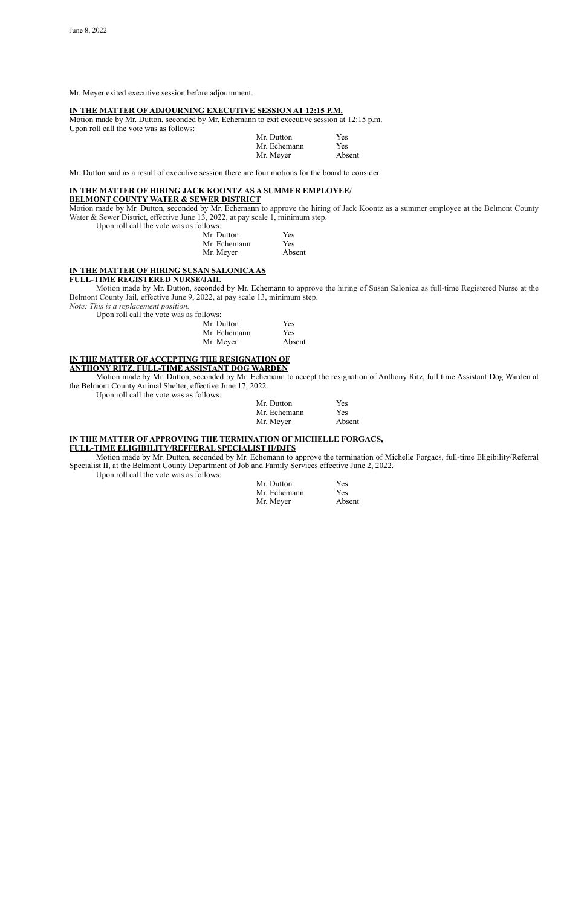Mr. Meyer exited executive session before adjournment.

**IN THE MATTER OF ADJOURNING EXECUTIVE SESSION AT 12:15 P.M.**

Motion made by Mr. Dutton, seconded by Mr. Echemann to exit executive session at 12:15 p.m.
Upon roll call the vote was as follows:

| | |
|---|---|
| Mr. Dutton | Yes |
| Mr. Echemann | Yes |
| Mr. Meyer | Absent |

Mr. Dutton said as a result of executive session there are four motions for the board to consider.

**IN THE MATTER OF HIRING JACK KOONTZ AS A SUMMER EMPLOYEE/ BELMONT COUNTY WATER & SEWER DISTRICT**

Motion made by Mr. Dutton, seconded by Mr. Echemann to approve the hiring of Jack Koontz as a summer employee at the Belmont County Water & Sewer District, effective June 13, 2022, at pay scale 1, minimum step.

Upon roll call the vote was as follows:

| | |
|---|---|
| Mr. Dutton | Yes |
| Mr. Echemann | Yes |
| Mr. Meyer | Absent |

**IN THE MATTER OF HIRING SUSAN SALONICA AS FULL-TIME REGISTERED NURSE/JAIL**

Motion made by Mr. Dutton, seconded by Mr. Echemann to approve the hiring of Susan Salonica as full-time Registered Nurse at the Belmont County Jail, effective June 9, 2022, at pay scale 13, minimum step.

*Note: This is a replacement position.*

Upon roll call the vote was as follows:

| | |
|---|---|
| Mr. Dutton | Yes |
| Mr. Echemann | Yes |
| Mr. Meyer | Absent |

**IN THE MATTER OF ACCEPTING THE RESIGNATION OF ANTHONY RITZ, FULL-TIME ASSISTANT DOG WARDEN**

Motion made by Mr. Dutton, seconded by Mr. Echemann to accept the resignation of Anthony Ritz, full time Assistant Dog Warden at the Belmont County Animal Shelter, effective June 17, 2022.

Upon roll call the vote was as follows:

| | |
|---|---|
| Mr. Dutton | Yes |
| Mr. Echemann | Yes |
| Mr. Meyer | Absent |

**IN THE MATTER OF APPROVING THE TERMINATION OF MICHELLE FORGACS, FULL-TIME ELIGIBILITY/REFFERAL SPECIALIST II/DJFS**

Motion made by Mr. Dutton, seconded by Mr. Echemann to approve the termination of Michelle Forgacs, full-time Eligibility/Referral Specialist II, at the Belmont County Department of Job and Family Services effective June 2, 2022.

Upon roll call the vote was as follows:

| | |
|---|---|
| Mr. Dutton | Yes |
| Mr. Echemann | Yes |
| Mr. Meyer | Absent |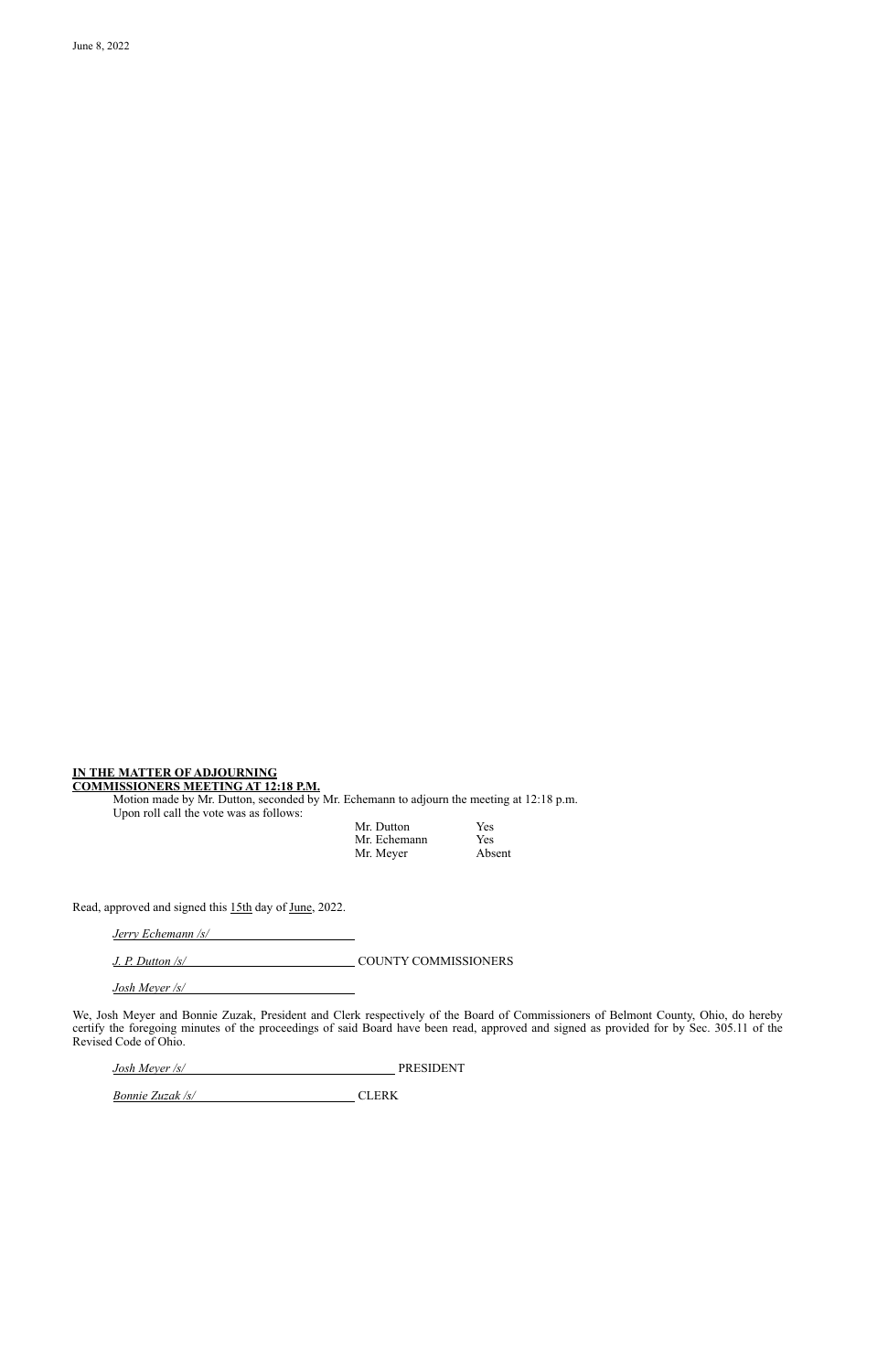June 8, 2022

**IN THE MATTER OF ADJOURNING**
**COMMISSIONERS MEETING AT 12:18 P.M.**

Motion made by Mr. Dutton, seconded by Mr. Echemann to adjourn the meeting at 12:18 p.m.
Upon roll call the vote was as follows:

| | |
|---|---|
| Mr. Dutton | Yes |
| Mr. Echemann | Yes |
| Mr. Meyer | Absent |

Read, approved and signed this 15th day of June, 2022.

*Jerry Echemann /s/*

*J. P. Dutton /s/* COUNTY COMMISSIONERS

*Josh Meyer /s/*

We, Josh Meyer and Bonnie Zuzak, President and Clerk respectively of the Board of Commissioners of Belmont County, Ohio, do hereby certify the foregoing minutes of the proceedings of said Board have been read, approved and signed as provided for by Sec. 305.11 of the Revised Code of Ohio.

*Josh Meyer /s/* PRESIDENT

*Bonnie Zuzak /s/* CLERK